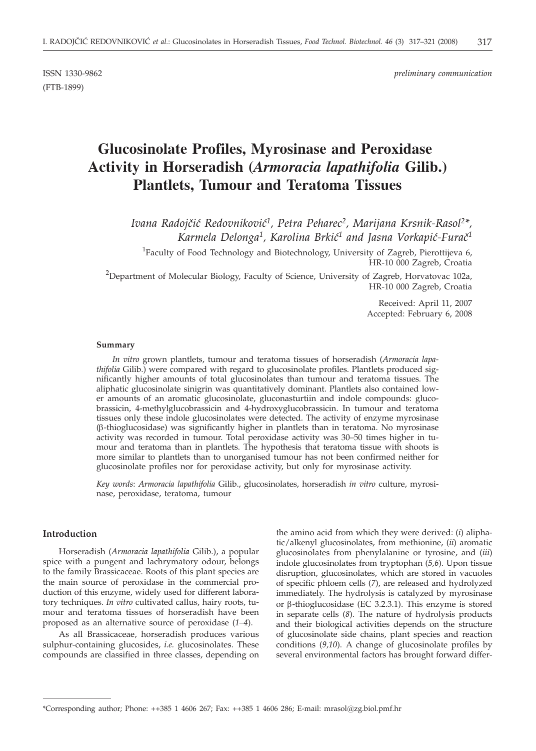ISSN 1330-9862 *preliminary communication*
(FTB-1899)

# Glucosinolate Profiles, Myrosinase and Peroxidase Activity in Horseradish (*Armoracia lapathifolia* Gilib.) Plantlets, Tumour and Teratoma Tissues

*Ivana Radojčić Redovniković[1], Petra Peharec[2], Marijana Krsnik-Rasol[2]\*, Karmela Delonga[1], Karolina Brkić[1] and Jasna Vorkapić-Furač[1]*

[1]Faculty of Food Technology and Biotechnology, University of Zagreb, Pierottijeva 6, HR-10 000 Zagreb, Croatia

[2]Department of Molecular Biology, Faculty of Science, University of Zagreb, Horvatovac 102a, HR-10 000 Zagreb, Croatia

Received: April 11, 2007
Accepted: February 6, 2008

#### Summary

*In vitro* grown plantlets, tumour and teratoma tissues of horseradish (*Armoracia lapathifolia* Gilib.) were compared with regard to glucosinolate profiles. Plantlets produced significantly higher amounts of total glucosinolates than tumour and teratoma tissues. The aliphatic glucosinolate sinigrin was quantitatively dominant. Plantlets also contained lower amounts of an aromatic glucosinolate, gluconasturtiin and indole compounds: glucobrassicin, 4-methylglucobrassicin and 4-hydroxyglucobrassicin. In tumour and teratoma tissues only these indole glucosinolates were detected. The activity of enzyme myrosinase (β-thioglucosidase) was significantly higher in plantlets than in teratoma. No myrosinase activity was recorded in tumour. Total peroxidase activity was 30–50 times higher in tumour and teratoma than in plantlets. The hypothesis that teratoma tissue with shoots is more similar to plantlets than to unorganised tumour has not been confirmed neither for glucosinolate profiles nor for peroxidase activity, but only for myrosinase activity.

*Key words*: *Armoracia lapathifolia* Gilib., glucosinolates, horseradish *in vitro* culture, myrosinase, peroxidase, teratoma, tumour

## Introduction

Horseradish (*Armoracia lapathifolia* Gilib.), a popular spice with a pungent and lachrymatory odour, belongs to the family Brassicaceae. Roots of this plant species are the main source of peroxidase in the commercial production of this enzyme, widely used for different laboratory techniques. *In vitro* cultivated callus, hairy roots, tumour and teratoma tissues of horseradish have been proposed as an alternative source of peroxidase (*1–4*).

As all Brassicaceae, horseradish produces various sulphur-containing glucosides, *i.e.* glucosinolates. These compounds are classified in three classes, depending on the amino acid from which they were derived: (*i*) aliphatic/alkenyl glucosinolates, from methionine, (*ii*) aromatic glucosinolates from phenylalanine or tyrosine, and (*iii*) indole glucosinolates from tryptophan (*5,6*). Upon tissue disruption, glucosinolates, which are stored in vacuoles of specific phloem cells (*7*), are released and hydrolyzed immediately. The hydrolysis is catalyzed by myrosinase or β-thioglucosidase (EC 3.2.3.1). This enzyme is stored in separate cells (*8*). The nature of hydrolysis products and their biological activities depends on the structure of glucosinolate side chains, plant species and reaction conditions (*9,10*). A change of glucosinolate profiles by several environmental factors has brought forward differ-

---

\*Corresponding author; Phone: ++385 1 4606 267; Fax: ++385 1 4606 286; E-mail: mrasol@zg.biol.pmf.hr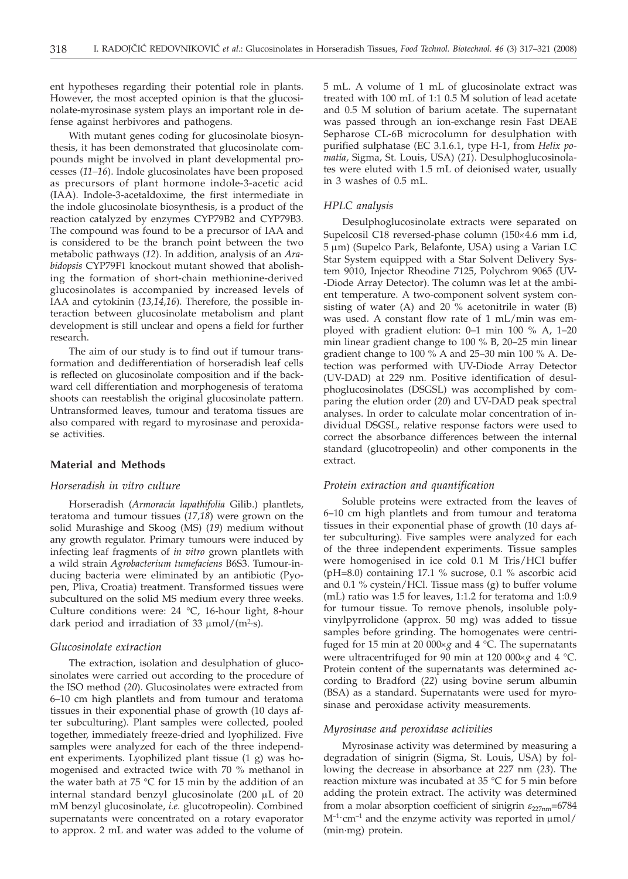ent hypotheses regarding their potential role in plants. However, the most accepted opinion is that the glucosinolate-myrosinase system plays an important role in defense against herbivores and pathogens.

With mutant genes coding for glucosinolate biosynthesis, it has been demonstrated that glucosinolate compounds might be involved in plant developmental processes (*11–16*). Indole glucosinolates have been proposed as precursors of plant hormone indole-3-acetic acid (IAA). Indole-3-acetaldoxime, the first intermediate in the indole glucosinolate biosynthesis, is a product of the reaction catalyzed by enzymes CYP79B2 and CYP79B3. The compound was found to be a precursor of IAA and is considered to be the branch point between the two metabolic pathways (*12*). In addition, analysis of an *Arabidopsis* CYP79F1 knockout mutant showed that abolishing the formation of short-chain methionine-derived glucosinolates is accompanied by increased levels of IAA and cytokinin (*13,14,16*). Therefore, the possible interaction between glucosinolate metabolism and plant development is still unclear and opens a field for further research.

The aim of our study is to find out if tumour transformation and dedifferentiation of horseradish leaf cells is reflected on glucosinolate composition and if the backward cell differentiation and morphogenesis of teratoma shoots can reestablish the original glucosinolate pattern. Untransformed leaves, tumour and teratoma tissues are also compared with regard to myrosinase and peroxidase activities.

## Material and Methods

### *Horseradish in vitro culture*

Horseradish (*Armoracia lapathifolia* Gilib.) plantlets, teratoma and tumour tissues (*17,18*) were grown on the solid Murashige and Skoog (MS) (*19*) medium without any growth regulator. Primary tumours were induced by infecting leaf fragments of *in vitro* grown plantlets with a wild strain *Agrobacterium tumefaciens* B6S3. Tumour-inducing bacteria were eliminated by an antibiotic (Pyopen, Pliva, Croatia) treatment. Transformed tissues were subcultured on the solid MS medium every three weeks. Culture conditions were: 24 °C, 16-hour light, 8-hour dark period and irradiation of 33 $\mu$mol/($m^2$·s).

### *Glucosinolate extraction*

The extraction, isolation and desulphation of glucosinolates were carried out according to the procedure of the ISO method (*20*). Glucosinolates were extracted from 6–10 cm high plantlets and from tumour and teratoma tissues in their exponential phase of growth (10 days after subculturing). Plant samples were collected, pooled together, immediately freeze-dried and lyophilized. Five samples were analyzed for each of the three independent experiments. Lyophilized plant tissue (1 g) was homogenised and extracted twice with 70 % methanol in the water bath at 75 °C for 15 min by the addition of an internal standard benzyl glucosinolate (200 $\mu$L of 20 mM benzyl glucosinolate, *i.e.* glucotropeolin). Combined supernatants were concentrated on a rotary evaporator to approx. 2 mL and water was added to the volume of 5 mL. A volume of 1 mL of glucosinolate extract was treated with 100 mL of 1:1 0.5 M solution of lead acetate and 0.5 M solution of barium acetate. The supernatant was passed through an ion-exchange resin Fast DEAE Sepharose CL-6B microcolumn for desulphation with purified sulphatase (EC 3.1.6.1, type H-1, from *Helix pomatia*, Sigma, St. Louis, USA) (*21*). Desulphoglucosinolates were eluted with 1.5 mL of deionised water, usually in 3 washes of 0.5 mL.

### *HPLC analysis*

Desulphoglucosinolate extracts were separated on Supelcosil C18 reversed-phase column (150×4.6 mm i.d, 5 $\mu$m) (Supelco Park, Belafonte, USA) using a Varian LC Star System equipped with a Star Solvent Delivery System 9010, Injector Rheodine 7125, Polychrom 9065 (UV-Diode Array Detector). The column was let at the ambient temperature. A two-component solvent system consisting of water (A) and 20 % acetonitrile in water (B) was used. A constant flow rate of 1 mL/min was employed with gradient elution: 0–1 min 100 % A, 1–20 min linear gradient change to 100 % B, 20–25 min linear gradient change to 100 % A and 25–30 min 100 % A. Detection was performed with UV-Diode Array Detector (UV-DAD) at 229 nm. Positive identification of desulphoglucosinolates (DSGSL) was accomplished by comparing the elution order (*20*) and UV-DAD peak spectral analyses. In order to calculate molar concentration of individual DSGSL, relative response factors were used to correct the absorbance differences between the internal standard (glucotropeolin) and other components in the extract.

### *Protein extraction and quantification*

Soluble proteins were extracted from the leaves of 6–10 cm high plantlets and from tumour and teratoma tissues in their exponential phase of growth (10 days after subculturing). Five samples were analyzed for each of the three independent experiments. Tissue samples were homogenised in ice cold 0.1 M Tris/HCl buffer (pH=8.0) containing 17.1 % sucrose, 0.1 % ascorbic acid and 0.1 % cystein/HCl. Tissue mass (g) to buffer volume (mL) ratio was 1:5 for leaves, 1:1.2 for teratoma and 1:0.9 for tumour tissue. To remove phenols, insoluble polyvinylpyrrolidone (approx. 50 mg) was added to tissue samples before grinding. The homogenates were centrifuged for 15 min at 20 000×*g* and 4 °C. The supernatants were ultracentrifuged for 90 min at 120 000×*g* and 4 °C. Protein content of the supernatants was determined according to Bradford (*22*) using bovine serum albumin (BSA) as a standard. Supernatants were used for myrosinase and peroxidase activity measurements.

### *Myrosinase and peroxidase activities*

Myrosinase activity was determined by measuring a degradation of sinigrin (Sigma, St. Louis, USA) by following the decrease in absorbance at 227 nm (*23*). The reaction mixture was incubated at 35 °C for 5 min before adding the protein extract. The activity was determined from a molar absorption coefficient of sinigrin $\varepsilon_{227nm}$=6784 $M^{-1}$·$cm^{-1}$ and the enzyme activity was reported in $\mu$mol/(min·mg) protein.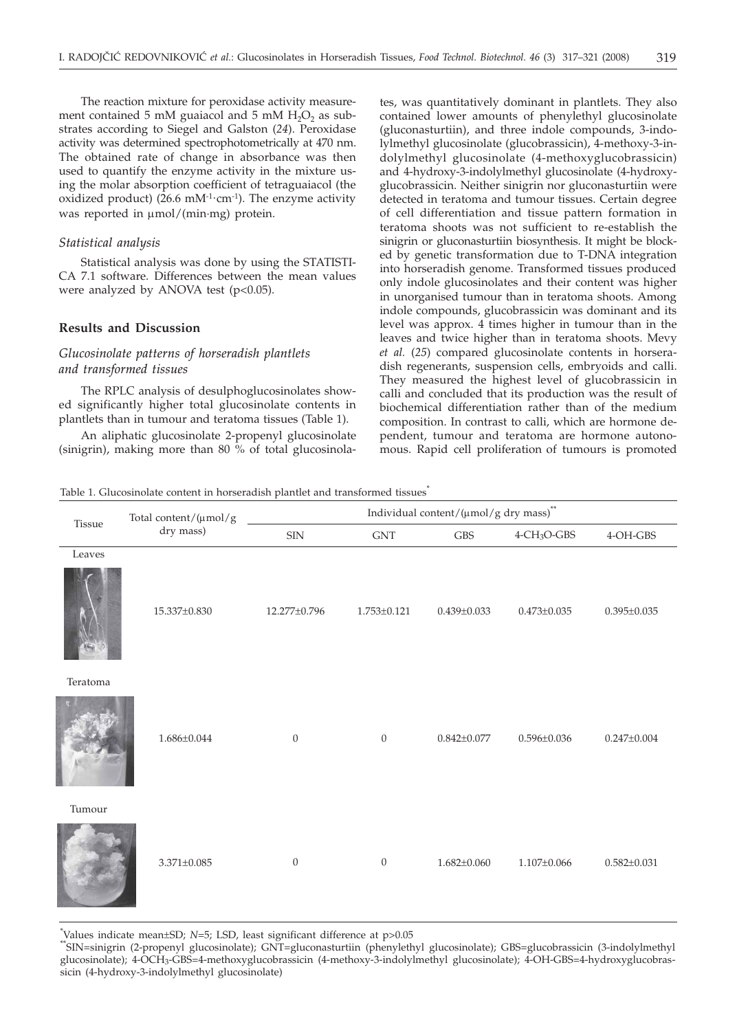The reaction mixture for peroxidase activity measurement contained 5 mM guaiacol and 5 mM $H_2O_2$ as substrates according to Siegel and Galston (*24*). Peroxidase activity was determined spectrophotometrically at 470 nm. The obtained rate of change in absorbance was then used to quantify the enzyme activity in the mixture using the molar absorption coefficient of tetraguaiacol (the oxidized product) (26.6 $mM^{-1}\cdot cm^{-1}$). The enzyme activity was reported in μmol/(min·mg) protein.

### *Statistical analysis*

Statistical analysis was done by using the STATISTICA 7.1 software. Differences between the mean values were analyzed by ANOVA test ($p<0.05$).

## Results and Discussion

### *Glucosinolate patterns of horseradish plantlets and transformed tissues*

The RPLC analysis of desulphoglucosinolates showed significantly higher total glucosinolate contents in plantlets than in tumour and teratoma tissues (Table 1).

An aliphatic glucosinolate 2-propenyl glucosinolate (sinigrin), making more than 80 % of total glucosinolates, was quantitatively dominant in plantlets. They also contained lower amounts of phenylethyl glucosinolate (gluconasturtiin), and three indole compounds, 3-indolylmethyl glucosinolate (glucobrassicin), 4-methoxy-3-indolylmethyl glucosinolate (4-methoxyglucobrassicin) and 4-hydroxy-3-indolylmethyl glucosinolate (4-hydroxyglucobrassicin. Neither sinigrin nor gluconasturtiin were detected in teratoma and tumour tissues. Certain degree of cell differentiation and tissue pattern formation in teratoma shoots was not sufficient to re-establish the sinigrin or gluconasturtiin biosynthesis. It might be blocked by genetic transformation due to T-DNA integration into horseradish genome. Transformed tissues produced only indole glucosinolates and their content was higher in unorganised tumour than in teratoma shoots. Among indole compounds, glucobrassicin was dominant and its level was approx. 4 times higher in tumour than in the leaves and twice higher than in teratoma shoots. Mevy *et al.* (*25*) compared glucosinolate contents in horseradish regenerants, suspension cells, embryoids and calli. They measured the highest level of glucobrassicin in calli and concluded that its production was the result of biochemical differentiation rather than of the medium composition. In contrast to calli, which are hormone dependent, tumour and teratoma are hormone autonomous. Rapid cell proliferation of tumours is promoted

Table 1. Glucosinolate content in horseradish plantlet and transformed tissues*

| Tissue | Total content/(μmol/g dry mass) | Individual content/(μmol/g dry mass)** | | | | |
|---|---|---|---|---|---|---|
| | | SIN | GNT | GBS | 4-$CH_3$O-GBS | 4-OH-GBS |
| Leaves | 15.337±0.830 | 12.277±0.796 | 1.753±0.121 | 0.439±0.033 | 0.473±0.035 | 0.395±0.035 |
| Teratoma | 1.686±0.044 | 0 | 0 | 0.842±0.077 | 0.596±0.036 | 0.247±0.004 |
| Tumour | 3.371±0.085 | 0 | 0 | 1.682±0.060 | 1.107±0.066 | 0.582±0.031 |

*Values indicate mean±SD; *N*=5; LSD, least significant difference at $p>0.05$

**SIN=sinigrin (2-propenyl glucosinolate); GNT=gluconasturtiin (phenylethyl glucosinolate); GBS=glucobrassicin (3-indolylmethyl glucosinolate); 4-$OCH_3$-GBS=4-methoxyglucobrassicin (4-methoxy-3-indolylmethyl glucosinolate); 4-OH-GBS=4-hydroxyglucobrassicin (4-hydroxy-3-indolylmethyl glucosinolate)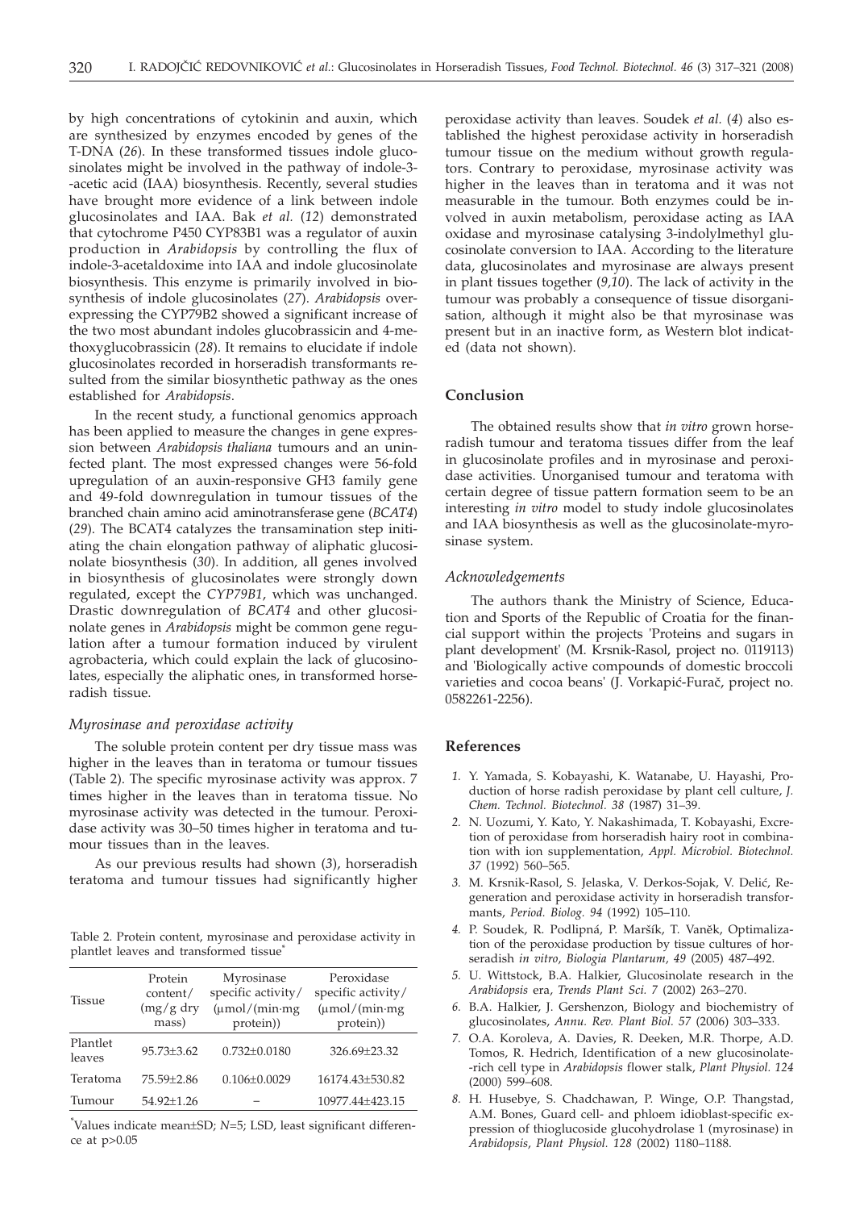by high concentrations of cytokinin and auxin, which are synthesized by enzymes encoded by genes of the T-DNA (*26*). In these transformed tissues indole glucosinolates might be involved in the pathway of indole-3-acetic acid (IAA) biosynthesis. Recently, several studies have brought more evidence of a link between indole glucosinolates and IAA. Bak *et al.* (*12*) demonstrated that cytochrome P450 CYP83B1 was a regulator of auxin production in *Arabidopsis* by controlling the flux of indole-3-acetaldoxime into IAA and indole glucosinolate biosynthesis. This enzyme is primarily involved in biosynthesis of indole glucosinolates (*27*). *Arabidopsis* overexpressing the CYP79B2 showed a significant increase of the two most abundant indoles glucobrassicin and 4-methoxyglucobrassicin (*28*). It remains to elucidate if indole glucosinolates recorded in horseradish transformants resulted from the similar biosynthetic pathway as the ones established for *Arabidopsis*.

In the recent study, a functional genomics approach has been applied to measure the changes in gene expression between *Arabidopsis thaliana* tumours and an uninfected plant. The most expressed changes were 56-fold upregulation of an auxin-responsive GH3 family gene and 49-fold downregulation in tumour tissues of the branched chain amino acid aminotransferase gene (*BCAT4*) (*29*). The BCAT4 catalyzes the transamination step initiating the chain elongation pathway of aliphatic glucosinolate biosynthesis (*30*). In addition, all genes involved in biosynthesis of glucosinolates were strongly down regulated, except the *CYP79B1*, which was unchanged. Drastic downregulation of *BCAT4* and other glucosinolate genes in *Arabidopsis* might be common gene regulation after a tumour formation induced by virulent agrobacteria, which could explain the lack of glucosinolates, especially the aliphatic ones, in transformed horseradish tissue.

### *Myrosinase and peroxidase activity*

The soluble protein content per dry tissue mass was higher in the leaves than in teratoma or tumour tissues (Table 2). The specific myrosinase activity was approx. 7 times higher in the leaves than in teratoma tissue. No myrosinase activity was detected in the tumour. Peroxidase activity was 30–50 times higher in teratoma and tumour tissues than in the leaves.

As our previous results had shown (*3*), horseradish teratoma and tumour tissues had significantly higher peroxidase activity than leaves. Soudek *et al.* (*4*) also established the highest peroxidase activity in horseradish tumour tissue on the medium without growth regulators. Contrary to peroxidase, myrosinase activity was higher in the leaves than in teratoma and it was not measurable in the tumour. Both enzymes could be involved in auxin metabolism, peroxidase acting as IAA oxidase and myrosinase catalysing 3-indolylmethyl glucosinolate conversion to IAA. According to the literature data, glucosinolates and myrosinase are always present in plant tissues together (*9,10*). The lack of activity in the tumour was probably a consequence of tissue disorganisation, although it might also be that myrosinase was present but in an inactive form, as Western blot indicated (data not shown).

Table 2. Protein content, myrosinase and peroxidase activity in plantlet leaves and transformed tissue*

| Tissue | Protein content/ (mg/g dry mass) | Myrosinase specific activity/ (μmol/(min·mg protein)) | Peroxidase specific activity/ (μmol/(min·mg protein)) |
|---|---|---|---|
| Plantlet leaves | 95.73±3.62 | 0.732±0.0180 | 326.69±23.32 |
| Teratoma | 75.59±2.86 | 0.106±0.0029 | 16174.43±530.82 |
| Tumour | 54.92±1.26 | – | 10977.44±423.15 |

*Values indicate mean±SD; $N$=5; LSD, least significant difference at $p>0.05$

## Conclusion

The obtained results show that *in vitro* grown horseradish tumour and teratoma tissues differ from the leaf in glucosinolate profiles and in myrosinase and peroxidase activities. Unorganised tumour and teratoma with certain degree of tissue pattern formation seem to be an interesting *in vitro* model to study indole glucosinolates and IAA biosynthesis as well as the glucosinolate-myrosinase system.

### *Acknowledgements*

The authors thank the Ministry of Science, Education and Sports of the Republic of Croatia for the financial support within the projects 'Proteins and sugars in plant development' (M. Krsnik-Rasol, project no. 0119113) and 'Biologically active compounds of domestic broccoli varieties and cocoa beans' (J. Vorkapić-Furač, project no. 0582261-2256).

## References

1. Y. Yamada, S. Kobayashi, K. Watanabe, U. Hayashi, Production of horse radish peroxidase by plant cell culture, *J. Chem. Technol. Biotechnol. 38* (1987) 31–39.
2. N. Uozumi, Y. Kato, Y. Nakashimada, T. Kobayashi, Excretion of peroxidase from horseradish hairy root in combination with ion supplementation, *Appl. Microbiol. Biotechnol. 37* (1992) 560–565.
3. M. Krsnik-Rasol, S. Jelaska, V. Derkos-Sojak, V. Delić, Regeneration and peroxidase activity in horseradish transformants, *Period. Biolog. 94* (1992) 105–110.
4. P. Soudek, R. Podlipná, P. Maršík, T. Vaněk, Optimalization of the peroxidase production by tissue cultures of horseradish *in vitro*, *Biologia Plantarum, 49* (2005) 487–492.
5. U. Wittstock, B.A. Halkier, Glucosinolate research in the *Arabidopsis* era, *Trends Plant Sci. 7* (2002) 263–270.
6. B.A. Halkier, J. Gershenzon, Biology and biochemistry of glucosinolates, *Annu. Rev. Plant Biol. 57* (2006) 303–333.
7. O.A. Koroleva, A. Davies, R. Deeken, M.R. Thorpe, A.D. Tomos, R. Hedrich, Identification of a new glucosinolate-rich cell type in *Arabidopsis* flower stalk, *Plant Physiol. 124* (2000) 599–608.
8. H. Husebye, S. Chadchawan, P. Winge, O.P. Thangstad, A.M. Bones, Guard cell- and phloem idioblast-specific expression of thioglucoside glucohydrolase 1 (myrosinase) in *Arabidopsis*, *Plant Physiol. 128* (2002) 1180–1188.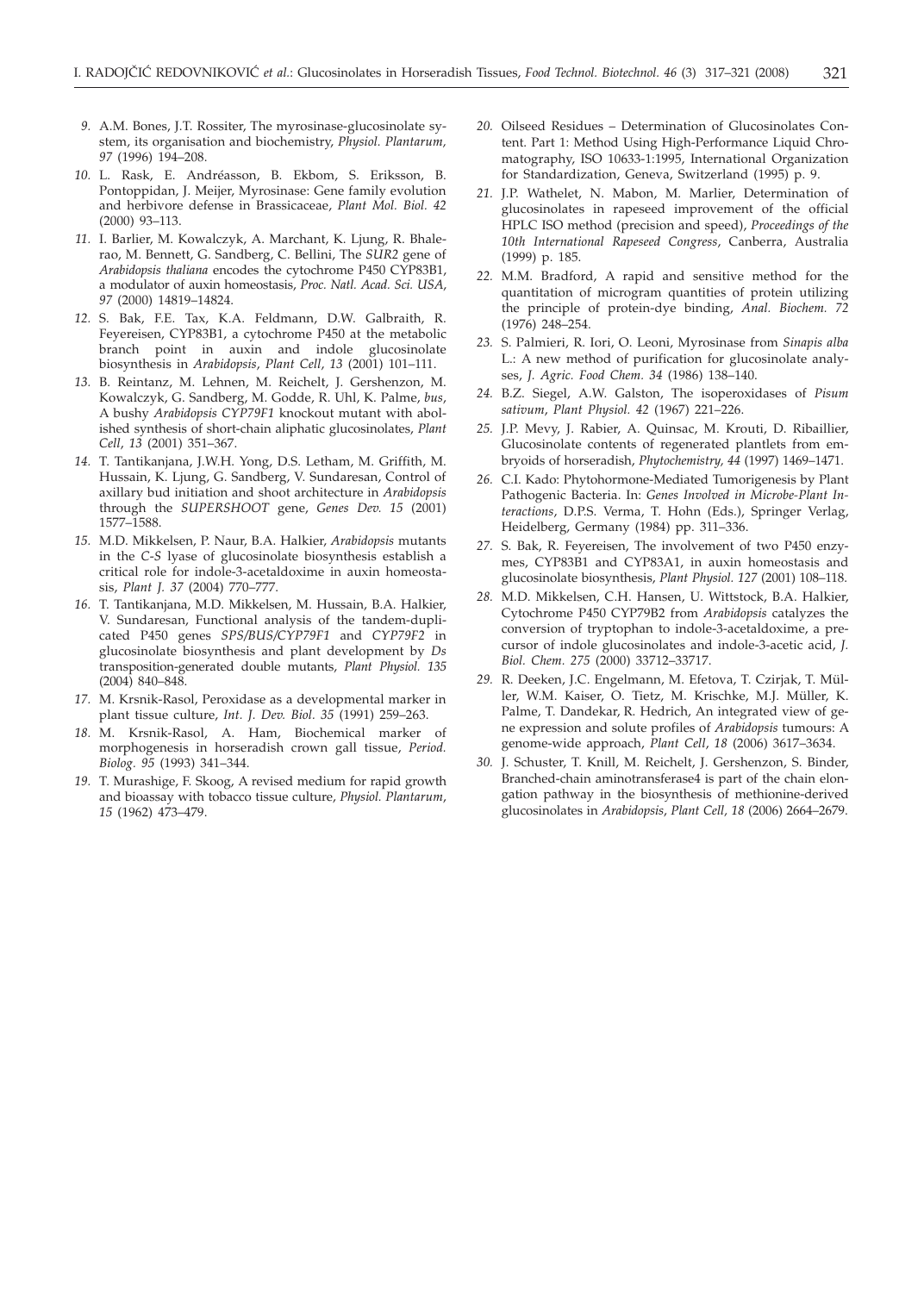9. A.M. Bones, J.T. Rossiter, The myrosinase-glucosinolate system, its organisation and biochemistry, *Physiol. Plantarum, 97* (1996) 194–208.
10. L. Rask, E. Andréasson, B. Ekbom, S. Eriksson, B. Pontoppidan, J. Meijer, Myrosinase: Gene family evolution and herbivore defense in Brassicaceae, *Plant Mol. Biol. 42* (2000) 93–113.
11. I. Barlier, M. Kowalczyk, A. Marchant, K. Ljung, R. Bhalerao, M. Bennett, G. Sandberg, C. Bellini, The *SUR2* gene of *Arabidopsis thaliana* encodes the cytochrome P450 CYP83B1, a modulator of auxin homeostasis, *Proc. Natl. Acad. Sci. USA, 97* (2000) 14819–14824.
12. S. Bak, F.E. Tax, K.A. Feldmann, D.W. Galbraith, R. Feyereisen, CYP83B1, a cytochrome P450 at the metabolic branch point in auxin and indole glucosinolate biosynthesis in *Arabidopsis*, *Plant Cell*, *13* (2001) 101–111.
13. B. Reintanz, M. Lehnen, M. Reichelt, J. Gershenzon, M. Kowalczyk, G. Sandberg, M. Godde, R. Uhl, K. Palme, *bus*, A bushy *Arabidopsis CYP79F1* knockout mutant with abolished synthesis of short-chain aliphatic glucosinolates, *Plant Cell*, *13* (2001) 351–367.
14. T. Tantikanjana, J.W.H. Yong, D.S. Letham, M. Griffith, M. Hussain, K. Ljung, G. Sandberg, V. Sundaresan, Control of axillary bud initiation and shoot architecture in *Arabidopsis* through the *SUPERSHOOT* gene, *Genes Dev. 15* (2001) 1577–1588.
15. M.D. Mikkelsen, P. Naur, B.A. Halkier, *Arabidopsis* mutants in the *C-S* lyase of glucosinolate biosynthesis establish a critical role for indole-3-acetaldoxime in auxin homeostasis, *Plant J. 37* (2004) 770–777.
16. T. Tantikanjana, M.D. Mikkelsen, M. Hussain, B.A. Halkier, V. Sundaresan, Functional analysis of the tandem-duplicated P450 genes *SPS/BUS/CYP79F1* and *CYP79F2* in glucosinolate biosynthesis and plant development by *Ds* transposition-generated double mutants, *Plant Physiol. 135* (2004) 840–848.
17. M. Krsnik-Rasol, Peroxidase as a developmental marker in plant tissue culture, *Int. J. Dev. Biol. 35* (1991) 259–263.
18. M. Krsnik-Rasol, A. Ham, Biochemical marker of morphogenesis in horseradish crown gall tissue, *Period. Biolog. 95* (1993) 341–344.
19. T. Murashige, F. Skoog, A revised medium for rapid growth and bioassay with tobacco tissue culture, *Physiol. Plantarum*, *15* (1962) 473–479.
20. Oilseed Residues – Determination of Glucosinolates Content. Part 1: Method Using High-Performance Liquid Chromatography, ISO 10633-1:1995, International Organization for Standardization, Geneva, Switzerland (1995) p. 9.
21. J.P. Wathelet, N. Mabon, M. Marlier, Determination of glucosinolates in rapeseed improvement of the official HPLC ISO method (precision and speed), *Proceedings of the 10th International Rapeseed Congress*, Canberra, Australia (1999) p. 185.
22. M.M. Bradford, A rapid and sensitive method for the quantitation of microgram quantities of protein utilizing the principle of protein-dye binding, *Anal. Biochem. 72* (1976) 248–254.
23. S. Palmieri, R. Iori, O. Leoni, Myrosinase from *Sinapis alba* L.: A new method of purification for glucosinolate analyses, *J. Agric. Food Chem. 34* (1986) 138–140.
24. B.Z. Siegel, A.W. Galston, The isoperoxidases of *Pisum sativum*, *Plant Physiol. 42* (1967) 221–226.
25. J.P. Mevy, J. Rabier, A. Quinsac, M. Krouti, D. Ribaillier, Glucosinolate contents of regenerated plantlets from embryoids of horseradish, *Phytochemistry, 44* (1997) 1469–1471.
26. C.I. Kado: Phytohormone-Mediated Tumorigenesis by Plant Pathogenic Bacteria. In: *Genes Involved in Microbe-Plant Interactions*, D.P.S. Verma, T. Hohn (Eds.), Springer Verlag, Heidelberg, Germany (1984) pp. 311–336.
27. S. Bak, R. Feyereisen, The involvement of two P450 enzymes, CYP83B1 and CYP83A1, in auxin homeostasis and glucosinolate biosynthesis, *Plant Physiol. 127* (2001) 108–118.
28. M.D. Mikkelsen, C.H. Hansen, U. Wittstock, B.A. Halkier, Cytochrome P450 CYP79B2 from *Arabidopsis* catalyzes the conversion of tryptophan to indole-3-acetaldoxime, a precursor of indole glucosinolates and indole-3-acetic acid, *J. Biol. Chem. 275* (2000) 33712–33717.
29. R. Deeken, J.C. Engelmann, M. Efetova, T. Czirjak, T. Müller, W.M. Kaiser, O. Tietz, M. Krischke, M.J. Müller, K. Palme, T. Dandekar, R. Hedrich, An integrated view of gene expression and solute profiles of *Arabidopsis* tumours: A genome-wide approach, *Plant Cell*, *18* (2006) 3617–3634.
30. J. Schuster, T. Knill, M. Reichelt, J. Gershenzon, S. Binder, Branched-chain aminotransferase4 is part of the chain elongation pathway in the biosynthesis of methionine-derived glucosinolates in *Arabidopsis*, *Plant Cell*, *18* (2006) 2664–2679.